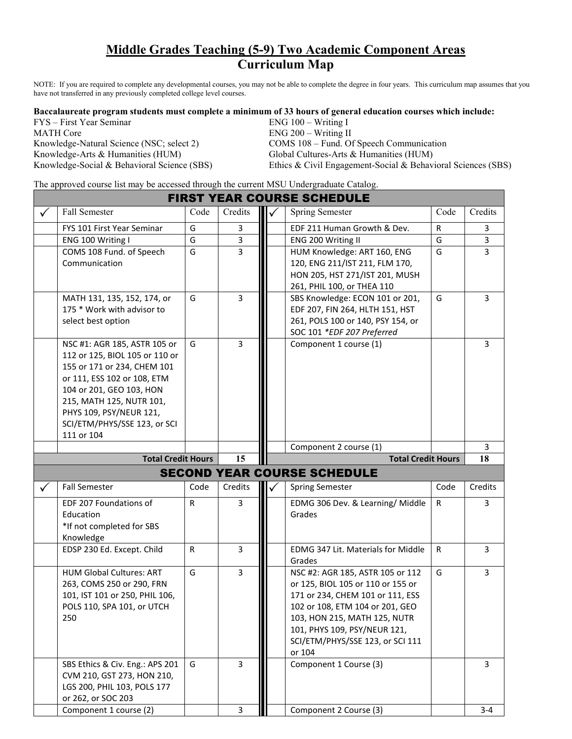# Middle Grades Teaching (5-9) Two Academic Component Areas
## Curriculum Map

NOTE: If you are required to complete any developmental courses, you may not be able to complete the degree in four years. This curriculum map assumes that you have not transferred in any previously completed college level courses.

**Baccalaureate program students must complete a minimum of 33 hours of general education courses which include:**

FYS – First Year Seminar
MATH Core
Knowledge-Natural Science (NSC; select 2)
Knowledge-Arts & Humanities (HUM)
Knowledge-Social & Behavioral Science (SBS)
ENG 100 – Writing I
ENG 200 – Writing II
COMS 108 – Fund. Of Speech Communication
Global Cultures-Arts & Humanities (HUM)
Ethics & Civil Engagement-Social & Behavioral Sciences (SBS)

The approved course list may be accessed through the current MSU Undergraduate Catalog.

| FIRST YEAR COURSE SCHEDULE | | | | | | | |
|---|---|---|---|---|---|---|---|
| ✓ | Fall Semester | Code | Credits | ✓ | Spring Semester | Code | Credits |
| | FYS 101 First Year Seminar | G | 3 | | EDF 211 Human Growth & Dev. | R | 3 |
| | ENG 100 Writing I | G | 3 | | ENG 200 Writing II | G | 3 |
| | COMS 108 Fund. of Speech Communication | G | 3 | | HUM Knowledge: ART 160, ENG 120, ENG 211/IST 211, FLM 170, HON 205, HST 271/IST 201, MUSH 261, PHIL 100, or THEA 110 | G | 3 |
| | MATH 131, 135, 152, 174, or 175 * Work with advisor to select best option | G | 3 | | SBS Knowledge: ECON 101 or 201, EDF 207, FIN 264, HLTH 151, HST 261, POLS 100 or 140, PSY 154, or SOC 101 *EDF 207 Preferred* | G | 3 |
| | NSC #1: AGR 185, ASTR 105 or 112 or 125, BIOL 105 or 110 or 155 or 171 or 234, CHEM 101 or 111, ESS 102 or 108, ETM 104 or 201, GEO 103, HON 215, MATH 125, NUTR 101, PHYS 109, PSY/NEUR 121, SCI/ETM/PHYS/SSE 123, or SCI 111 or 104 | G | 3 | | Component 1 course (1) | | 3 |
| | | | | | Component 2 course (1) | | 3 |
| | **Total Credit Hours** | | **15** | | **Total Credit Hours** | | **18** |

| SECOND YEAR COURSE SCHEDULE | | | | | | | |
|---|---|---|---|---|---|---|---|
| ✓ | Fall Semester | Code | Credits | ✓ | Spring Semester | Code | Credits |
| | EDF 207 Foundations of Education *If not completed for SBS Knowledge | R | 3 | | EDMG 306 Dev. & Learning/ Middle Grades | R | 3 |
| | EDSP 230 Ed. Except. Child | R | 3 | | EDMG 347 Lit. Materials for Middle Grades | R | 3 |
| | HUM Global Cultures: ART 263, COMS 250 or 290, FRN 101, IST 101 or 250, PHIL 106, POLS 110, SPA 101, or UTCH 250 | G | 3 | | NSC #2: AGR 185, ASTR 105 or 112 or 125, BIOL 105 or 110 or 155 or 171 or 234, CHEM 101 or 111, ESS 102 or 108, ETM 104 or 201, GEO 103, HON 215, MATH 125, NUTR 101, PHYS 109, PSY/NEUR 121, SCI/ETM/PHYS/SSE 123, or SCI 111 or 104 | G | 3 |
| | SBS Ethics & Civ. Eng.: APS 201 CVM 210, GST 273, HON 210, LGS 200, PHIL 103, POLS 177 or 262, or SOC 203 | G | 3 | | Component 1 Course (3) | | 3 |
| | Component 1 course (2) | | 3 | | Component 2 Course (3) | | 3-4 |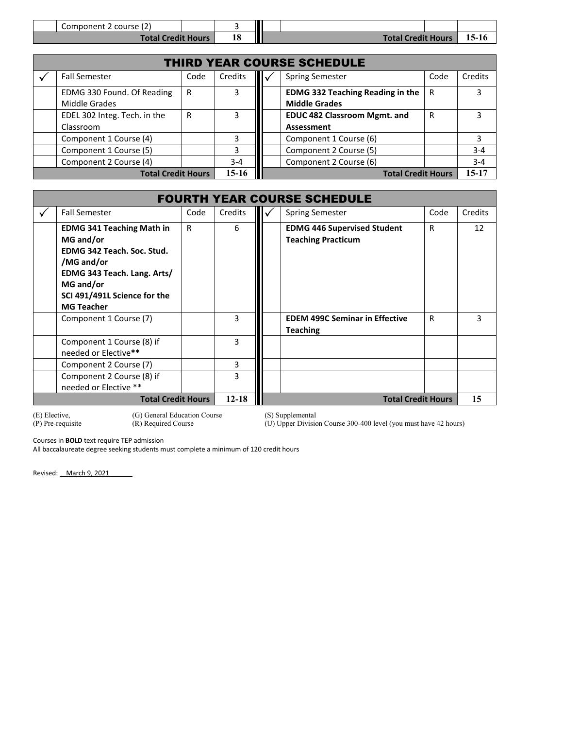| | Component 2 course (2) | | 3 | | | | |
|---|---|---|---|---|---|---|---|
| | **Total Credit Hours** | | **18** | | **Total Credit Hours** | | **15-16** |

## THIRD YEAR COURSE SCHEDULE

| ✓ | Fall Semester | Code | Credits | ✓ | Spring Semester | Code | Credits |
|---|---|---|---|---|---|---|---|
| | EDMG 330 Found. Of Reading Middle Grades | R | 3 | | **EDMG 332 Teaching Reading in the Middle Grades** | R | 3 |
| | EDEL 302 Integ. Tech. in the Classroom | R | 3 | | **EDUC 482 Classroom Mgmt. and Assessment** | R | 3 |
| | Component 1 Course (4) | | 3 | | Component 1 Course (6) | | 3 |
| | Component 1 Course (5) | | 3 | | Component 2 Course (5) | | 3-4 |
| | Component 2 Course (4) | | 3-4 | | Component 2 Course (6) | | 3-4 |
| | **Total Credit Hours** | | **15-16** | | **Total Credit Hours** | | **15-17** |

## FOURTH YEAR COURSE SCHEDULE

| ✓ | Fall Semester | Code | Credits | ✓ | Spring Semester | Code | Credits |
|---|---|---|---|---|---|---|---|
| | **EDMG 341 Teaching Math in MG and/or EDMG 342 Teach. Soc. Stud. /MG and/or EDMG 343 Teach. Lang. Arts/ MG and/or SCI 491/491L Science for the MG Teacher** | R | 6 | | **EDMG 446 Supervised Student Teaching Practicum** | R | 12 |
| | Component 1 Course (7) | | 3 | | **EDEM 499C Seminar in Effective Teaching** | R | 3 |
| | Component 1 Course (8) if needed or Elective** | | 3 | | | | |
| | Component 2 Course (7) | | 3 | | | | |
| | Component 2 Course (8) if needed or Elective ** | | 3 | | | | |
| | **Total Credit Hours** | | **12-18** | | **Total Credit Hours** | | **15** |

(E) Elective, (G) General Education Course (S) Supplemental
(P) Pre-requisite (R) Required Course (U) Upper Division Course 300-400 level (you must have 42 hours)

Courses in **BOLD** text require TEP admission
All baccalaureate degree seeking students must complete a minimum of 120 credit hours

Revised: March 9, 2021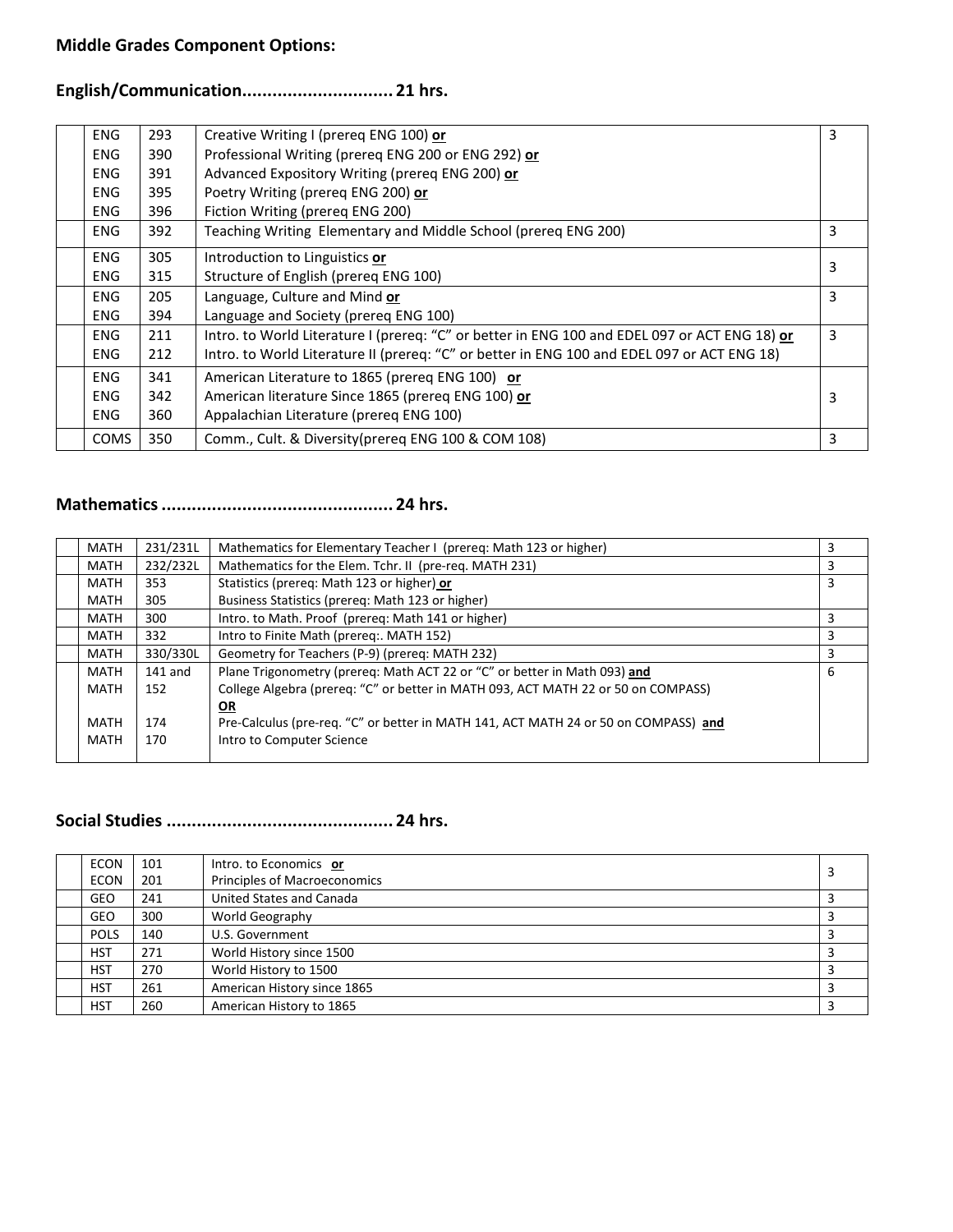**Middle Grades Component Options:**

## English/Communication............................. 21 hrs.

| | | | | |
|---|---|---|---|---|
| | ENG<br>ENG<br>ENG<br>ENG<br>ENG | 293<br>390<br>391<br>395<br>396 | Creative Writing I (prereq ENG 100) **or**<br>Professional Writing (prereq ENG 200 or ENG 292) **or**<br>Advanced Expository Writing (prereq ENG 200) **or**<br>Poetry Writing (prereq ENG 200) **or**<br>Fiction Writing (prereq ENG 200) | 3 |
| | ENG | 392 | Teaching Writing Elementary and Middle School (prereq ENG 200) | 3 |
| | ENG<br>ENG | 305<br>315 | Introduction to Linguistics **or**<br>Structure of English (prereq ENG 100) | 3 |
| | ENG<br>ENG | 205<br>394 | Language, Culture and Mind **or**<br>Language and Society (prereq ENG 100) | 3 |
| | ENG<br>ENG | 211<br>212 | Intro. to World Literature I (prereq: "C" or better in ENG 100 and EDEL 097 or ACT ENG 18) **or**<br>Intro. to World Literature II (prereq: "C" or better in ENG 100 and EDEL 097 or ACT ENG 18) | 3 |
| | ENG<br>ENG<br>ENG | 341<br>342<br>360 | American Literature to 1865 (prereq ENG 100) **or**<br>American literature Since 1865 (prereq ENG 100) **or**<br>Appalachian Literature (prereq ENG 100) | 3 |
| | COMS | 350 | Comm., Cult. & Diversity(prereq ENG 100 & COM 108) | 3 |

## Mathematics ............................................. 24 hrs.

| | | | | |
|---|---|---|---|---|
| | MATH | 231/231L | Mathematics for Elementary Teacher I (prereq: Math 123 or higher) | 3 |
| | MATH | 232/232L | Mathematics for the Elem. Tchr. II (pre-req. MATH 231) | 3 |
| | MATH<br>MATH | 353<br>305 | Statistics (prereq: Math 123 or higher) **or**<br>Business Statistics (prereq: Math 123 or higher) | 3 |
| | MATH | 300 | Intro. to Math. Proof (prereq: Math 141 or higher) | 3 |
| | MATH | 332 | Intro to Finite Math (prereq:. MATH 152) | 3 |
| | MATH | 330/330L | Geometry for Teachers (P-9) (prereq: MATH 232) | 3 |
| | MATH<br>MATH<br><br>MATH<br>MATH | 141 and<br>152<br><br>174<br>170 | Plane Trigonometry (prereq: Math ACT 22 or "C" or better in Math 093) **and**<br>College Algebra (prereq: "C" or better in MATH 093, ACT MATH 22 or 50 on COMPASS)<br>**OR**<br>Pre-Calculus (pre-req. "C" or better in MATH 141, ACT MATH 24 or 50 on COMPASS) **and**<br>Intro to Computer Science | 6 |

## Social Studies ............................................ 24 hrs.

| | | | | |
|---|---|---|---|---|
| | ECON<br>ECON | 101<br>201 | Intro. to Economics **or**<br>Principles of Macroeconomics | 3 |
| | GEO | 241 | United States and Canada | 3 |
| | GEO | 300 | World Geography | 3 |
| | POLS | 140 | U.S. Government | 3 |
| | HST | 271 | World History since 1500 | 3 |
| | HST | 270 | World History to 1500 | 3 |
| | HST | 261 | American History since 1865 | 3 |
| | HST | 260 | American History to 1865 | 3 |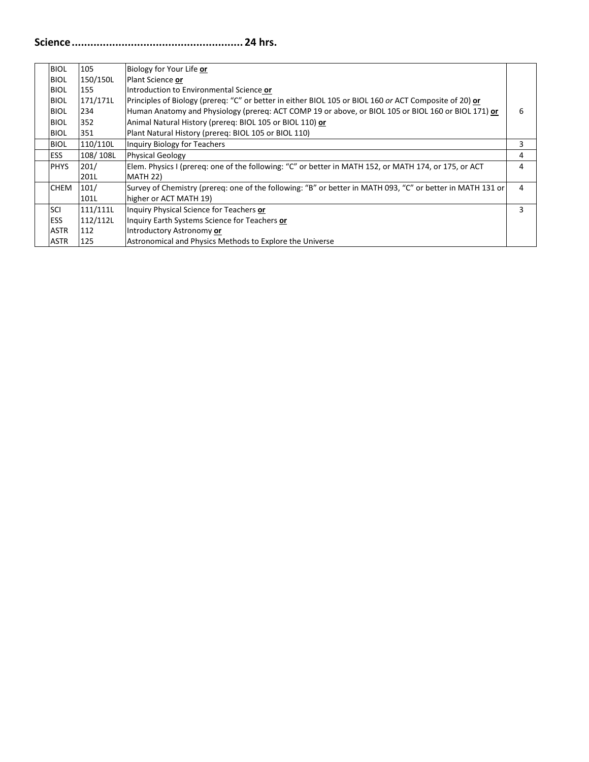**Science..................................................... 24 hrs.**

| | | | | |
|---|---|---|---|---|
| | BIOL | 105 | Biology for Your Life **or** | |
| | BIOL | 150/150L | Plant Science **or** | |
| | BIOL | 155 | Introduction to Environmental Science **or** | |
| | BIOL | 171/171L | Principles of Biology (prereq: "C" or better in either BIOL 105 or BIOL 160 *or* ACT Composite of 20) **or** | |
| | BIOL | 234 | Human Anatomy and Physiology (prereq: ACT COMP 19 or above, or BIOL 105 or BIOL 160 or BIOL 171) **or** | 6 |
| | BIOL | 352 | Animal Natural History (prereq: BIOL 105 or BIOL 110) **or** | |
| | BIOL | 351 | Plant Natural History (prereq: BIOL 105 or BIOL 110) | |
| | BIOL | 110/110L | Inquiry Biology for Teachers | 3 |
| | ESS | 108/ 108L | Physical Geology | 4 |
| | PHYS | 201/ 201L | Elem. Physics I (prereq: one of the following: "C" or better in MATH 152, or MATH 174, or 175, or ACT MATH 22) | 4 |
| | CHEM | 101/ 101L | Survey of Chemistry (prereq: one of the following: "B" or better in MATH 093, "C" or better in MATH 131 or higher or ACT MATH 19) | 4 |
| | SCI | 111/111L | Inquiry Physical Science for Teachers **or** | 3 |
| | ESS | 112/112L | Inquiry Earth Systems Science for Teachers **or** | |
| | ASTR | 112 | Introductory Astronomy **or** | |
| | ASTR | 125 | Astronomical and Physics Methods to Explore the Universe | |